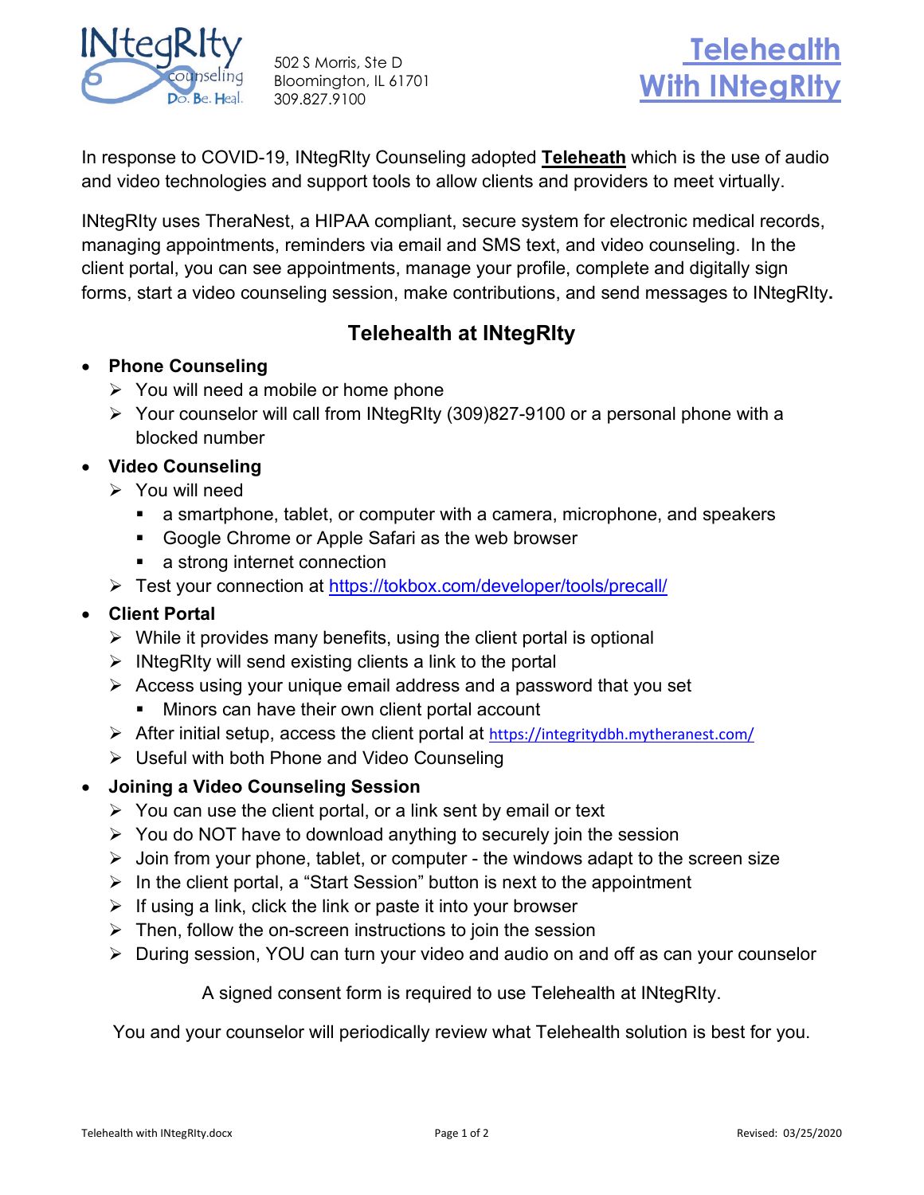INtegRIty counseling Do. Be. Heal.

502 S Morris, Ste D
Bloomington, IL 61701
309.827.9100

# Telehealth With INtegRIty

In response to COVID-19, INtegRIty Counseling adopted **Teleheath** which is the use of audio and video technologies and support tools to allow clients and providers to meet virtually.

INtegRIty uses TheraNest, a HIPAA compliant, secure system for electronic medical records, managing appointments, reminders via email and SMS text, and video counseling. In the client portal, you can see appointments, manage your profile, complete and digitally sign forms, start a video counseling session, make contributions, and send messages to INtegRIty.

## Telehealth at INtegRIty

- **Phone Counseling**
  - You will need a mobile or home phone
  - Your counselor will call from INtegRIty (309)827-9100 or a personal phone with a blocked number
- **Video Counseling**
  - You will need
    - a smartphone, tablet, or computer with a camera, microphone, and speakers
    - Google Chrome or Apple Safari as the web browser
    - a strong internet connection
  - Test your connection at https://tokbox.com/developer/tools/precall/
- **Client Portal**
  - While it provides many benefits, using the client portal is optional
  - INtegRIty will send existing clients a link to the portal
  - Access using your unique email address and a password that you set
    - Minors can have their own client portal account
  - After initial setup, access the client portal at https://integritydbh.mytheranest.com/
  - Useful with both Phone and Video Counseling
- **Joining a Video Counseling Session**
  - You can use the client portal, or a link sent by email or text
  - You do NOT have to download anything to securely join the session
  - Join from your phone, tablet, or computer - the windows adapt to the screen size
  - In the client portal, a "Start Session" button is next to the appointment
  - If using a link, click the link or paste it into your browser
  - Then, follow the on-screen instructions to join the session
  - During session, YOU can turn your video and audio on and off as can your counselor

A signed consent form is required to use Telehealth at INtegRIty.

You and your counselor will periodically review what Telehealth solution is best for you.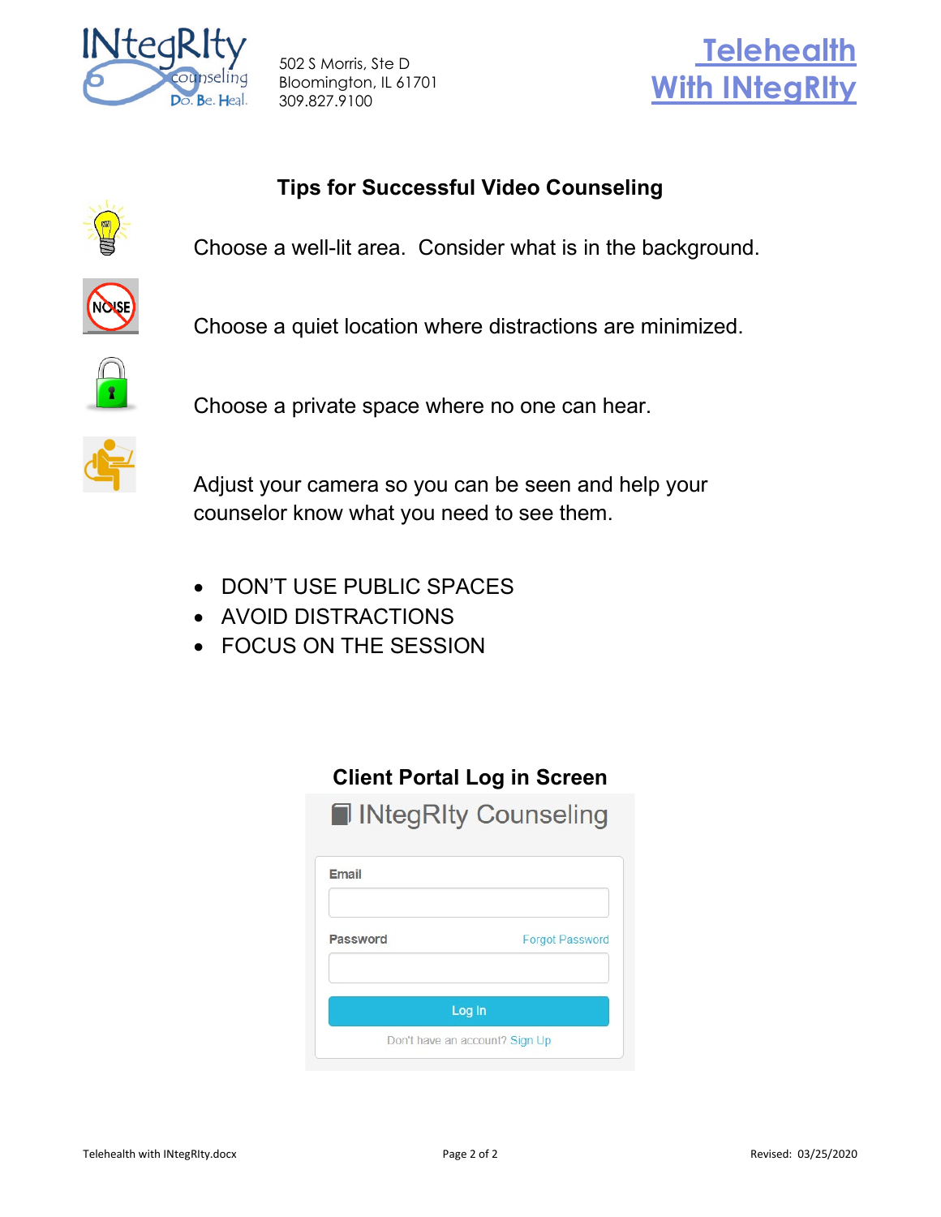502 S Morris, Ste D
Bloomington, IL 61701
309.827.9100

**Telehealth With INtegRIty**

## Tips for Successful Video Counseling

Choose a well-lit area. Consider what is in the background.

Choose a quiet location where distractions are minimized.

Choose a private space where no one can hear.

Adjust your camera so you can be seen and help your counselor know what you need to see them.

- DON'T USE PUBLIC SPACES
- AVOID DISTRACTIONS
- FOCUS ON THE SESSION

## Client Portal Log in Screen

INtegRIty Counseling

Email

Password    Forgot Password

Log In

Don't have an account? Sign Up

Telehealth with INtegRIty.docx    Revised: 03/25/2020